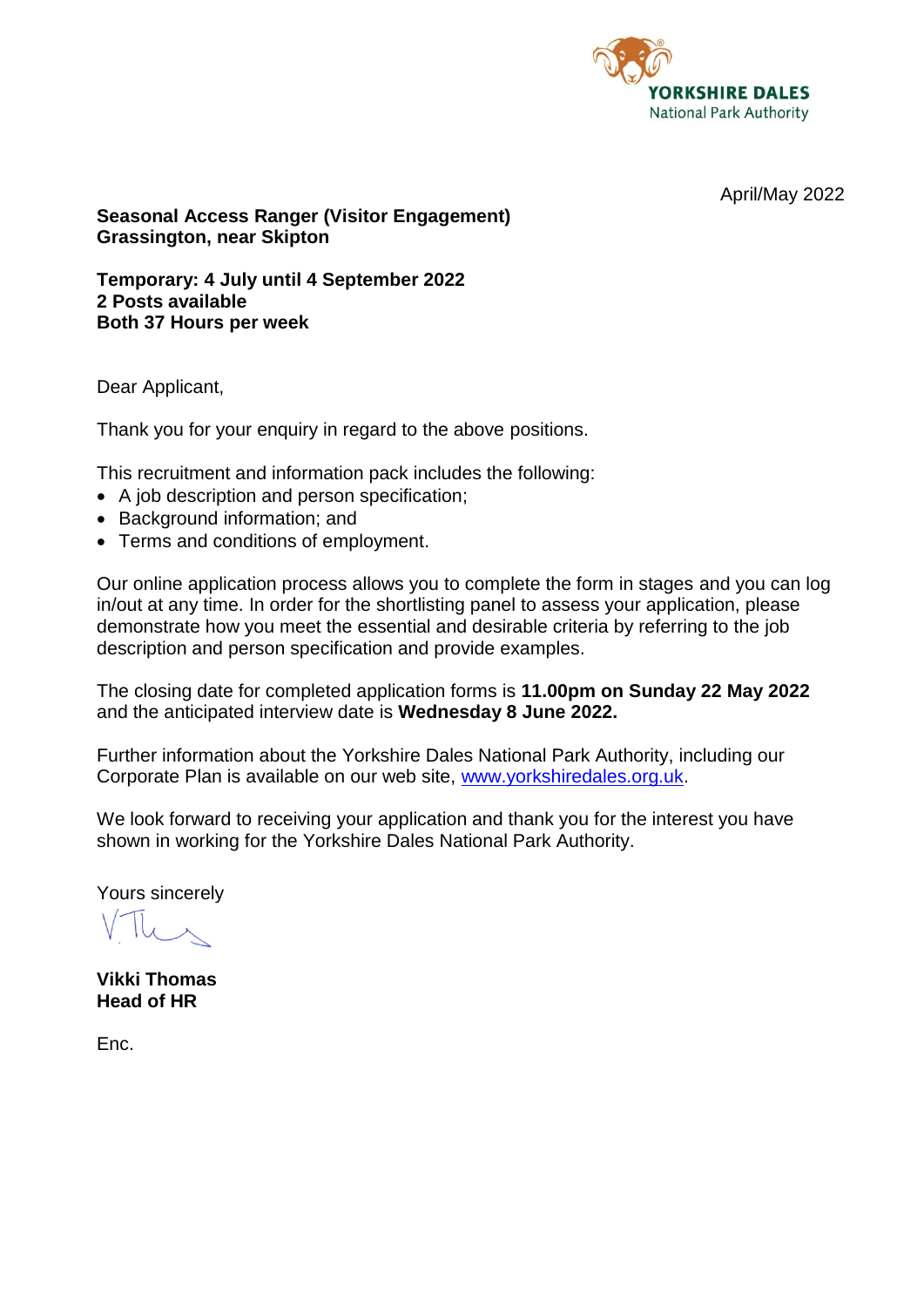YORKSHIRE DALES
National Park Authority

April/May 2022

**Seasonal Access Ranger (Visitor Engagement)**
**Grassington, near Skipton**

**Temporary: 4 July until 4 September 2022**
**2 Posts available**
**Both 37 Hours per week**

Dear Applicant,

Thank you for your enquiry in regard to the above positions.

This recruitment and information pack includes the following:

- A job description and person specification;
- Background information; and
- Terms and conditions of employment.

Our online application process allows you to complete the form in stages and you can log in/out at any time. In order for the shortlisting panel to assess your application, please demonstrate how you meet the essential and desirable criteria by referring to the job description and person specification and provide examples.

The closing date for completed application forms is **11.00pm on Sunday 22 May 2022** and the anticipated interview date is **Wednesday 8 June 2022.**

Further information about the Yorkshire Dales National Park Authority, including our Corporate Plan is available on our web site, www.yorkshiredales.org.uk.

We look forward to receiving your application and thank you for the interest you have shown in working for the Yorkshire Dales National Park Authority.

Yours sincerely

**Vikki Thomas**
**Head of HR**

Enc.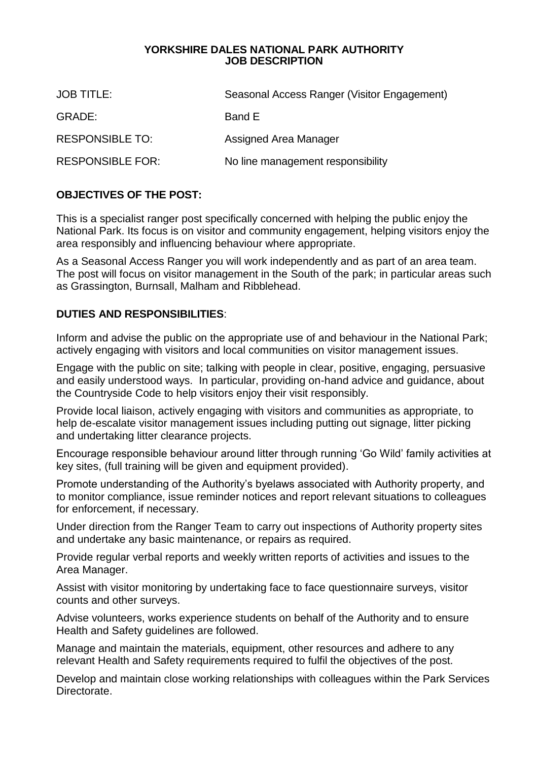**YORKSHIRE DALES NATIONAL PARK AUTHORITY**
**JOB DESCRIPTION**

| | |
|---|---|
| JOB TITLE: | Seasonal Access Ranger (Visitor Engagement) |
| GRADE: | Band E |
| RESPONSIBLE TO: | Assigned Area Manager |
| RESPONSIBLE FOR: | No line management responsibility |

**OBJECTIVES OF THE POST:**

This is a specialist ranger post specifically concerned with helping the public enjoy the National Park. Its focus is on visitor and community engagement, helping visitors enjoy the area responsibly and influencing behaviour where appropriate.

As a Seasonal Access Ranger you will work independently and as part of an area team. The post will focus on visitor management in the South of the park; in particular areas such as Grassington, Burnsall, Malham and Ribblehead.

**DUTIES AND RESPONSIBILITIES**:

Inform and advise the public on the appropriate use of and behaviour in the National Park; actively engaging with visitors and local communities on visitor management issues.

Engage with the public on site; talking with people in clear, positive, engaging, persuasive and easily understood ways. In particular, providing on-hand advice and guidance, about the Countryside Code to help visitors enjoy their visit responsibly.

Provide local liaison, actively engaging with visitors and communities as appropriate, to help de-escalate visitor management issues including putting out signage, litter picking and undertaking litter clearance projects.

Encourage responsible behaviour around litter through running 'Go Wild' family activities at key sites, (full training will be given and equipment provided).

Promote understanding of the Authority's byelaws associated with Authority property, and to monitor compliance, issue reminder notices and report relevant situations to colleagues for enforcement, if necessary.

Under direction from the Ranger Team to carry out inspections of Authority property sites and undertake any basic maintenance, or repairs as required.

Provide regular verbal reports and weekly written reports of activities and issues to the Area Manager.

Assist with visitor monitoring by undertaking face to face questionnaire surveys, visitor counts and other surveys.

Advise volunteers, works experience students on behalf of the Authority and to ensure Health and Safety guidelines are followed.

Manage and maintain the materials, equipment, other resources and adhere to any relevant Health and Safety requirements required to fulfil the objectives of the post.

Develop and maintain close working relationships with colleagues within the Park Services Directorate.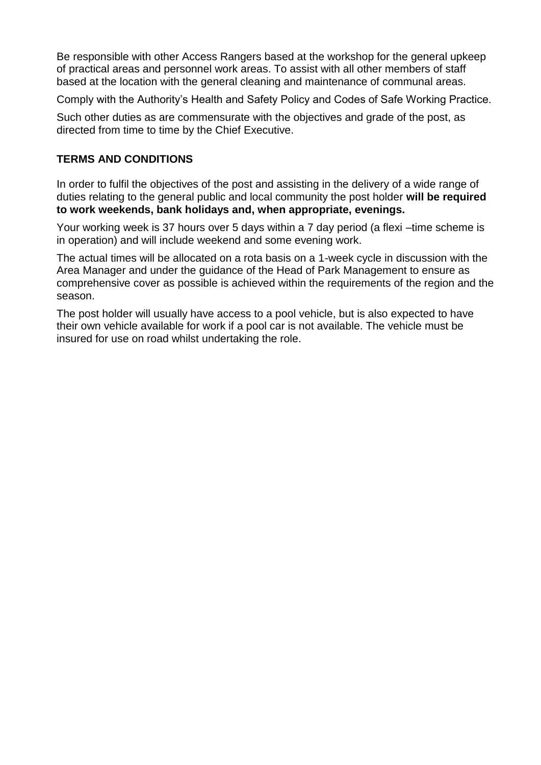Be responsible with other Access Rangers based at the workshop for the general upkeep of practical areas and personnel work areas. To assist with all other members of staff based at the location with the general cleaning and maintenance of communal areas.

Comply with the Authority's Health and Safety Policy and Codes of Safe Working Practice.

Such other duties as are commensurate with the objectives and grade of the post, as directed from time to time by the Chief Executive.

## TERMS AND CONDITIONS

In order to fulfil the objectives of the post and assisting in the delivery of a wide range of duties relating to the general public and local community the post holder **will be required to work weekends, bank holidays and, when appropriate, evenings.**

Your working week is 37 hours over 5 days within a 7 day period (a flexi –time scheme is in operation) and will include weekend and some evening work.

The actual times will be allocated on a rota basis on a 1-week cycle in discussion with the Area Manager and under the guidance of the Head of Park Management to ensure as comprehensive cover as possible is achieved within the requirements of the region and the season.

The post holder will usually have access to a pool vehicle, but is also expected to have their own vehicle available for work if a pool car is not available. The vehicle must be insured for use on road whilst undertaking the role.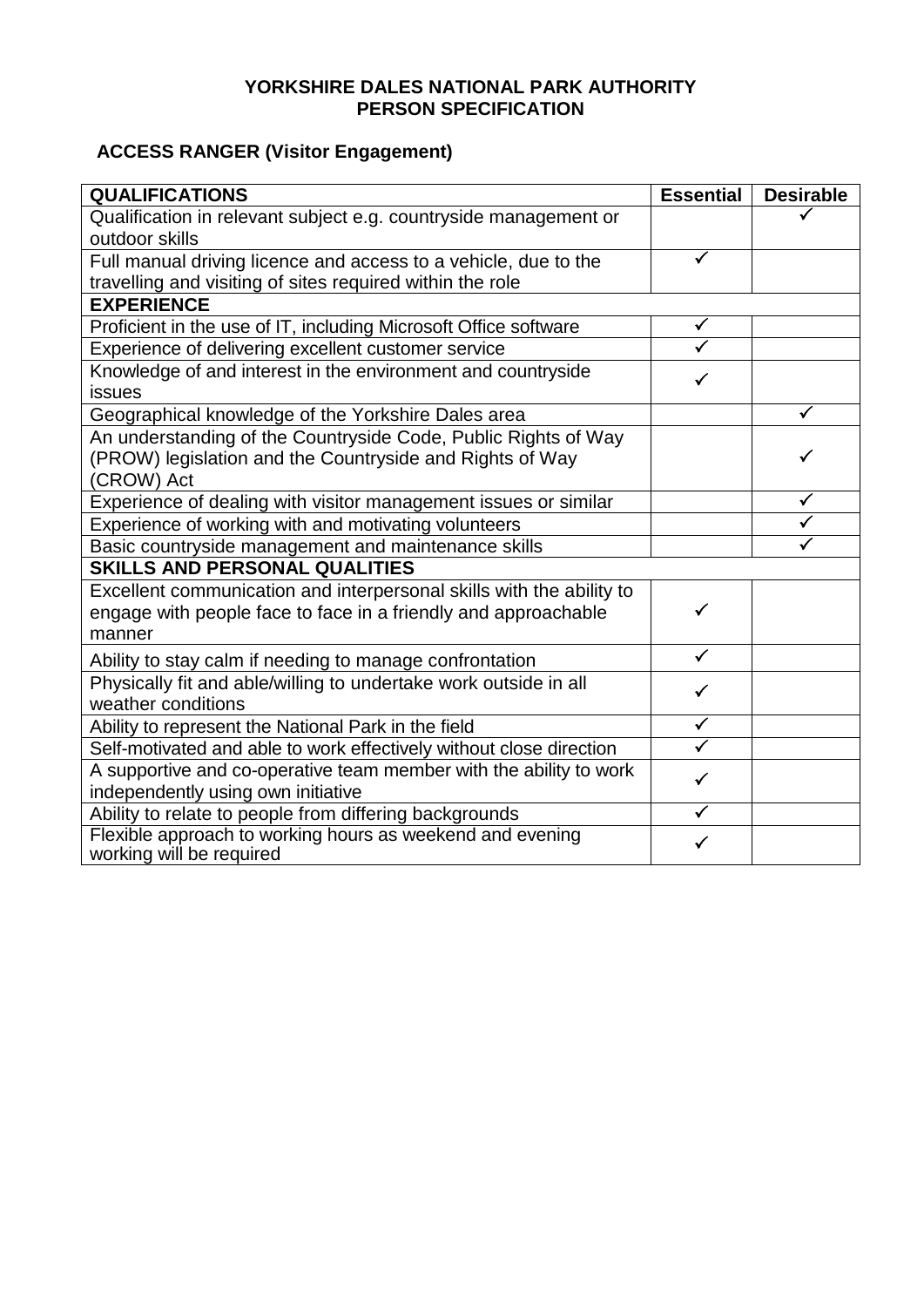**YORKSHIRE DALES NATIONAL PARK AUTHORITY**
**PERSON SPECIFICATION**

## ACCESS RANGER (Visitor Engagement)

| QUALIFICATIONS | Essential | Desirable |
|---|---|---|
| Qualification in relevant subject e.g. countryside management or outdoor skills | | ✓ |
| Full manual driving licence and access to a vehicle, due to the travelling and visiting of sites required within the role | ✓ | |
| **EXPERIENCE** | | |
| Proficient in the use of IT, including Microsoft Office software | ✓ | |
| Experience of delivering excellent customer service | ✓ | |
| Knowledge of and interest in the environment and countryside issues | ✓ | |
| Geographical knowledge of the Yorkshire Dales area | | ✓ |
| An understanding of the Countryside Code, Public Rights of Way (PROW) legislation and the Countryside and Rights of Way (CROW) Act | | ✓ |
| Experience of dealing with visitor management issues or similar | | ✓ |
| Experience of working with and motivating volunteers | | ✓ |
| Basic countryside management and maintenance skills | | ✓ |
| **SKILLS AND PERSONAL QUALITIES** | | |
| Excellent communication and interpersonal skills with the ability to engage with people face to face in a friendly and approachable manner | ✓ | |
| Ability to stay calm if needing to manage confrontation | ✓ | |
| Physically fit and able/willing to undertake work outside in all weather conditions | ✓ | |
| Ability to represent the National Park in the field | ✓ | |
| Self-motivated and able to work effectively without close direction | ✓ | |
| A supportive and co-operative team member with the ability to work independently using own initiative | ✓ | |
| Ability to relate to people from differing backgrounds | ✓ | |
| Flexible approach to working hours as weekend and evening working will be required | ✓ | |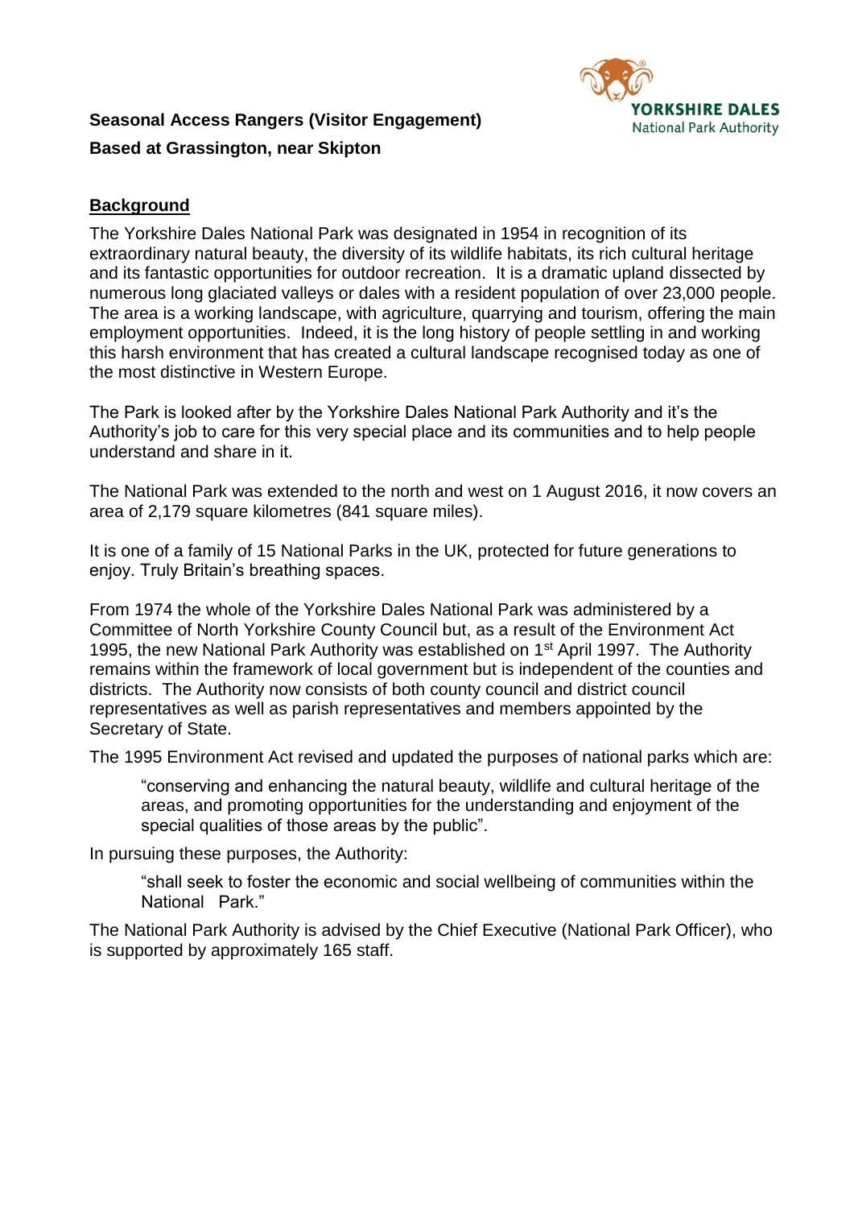**Seasonal Access Rangers (Visitor Engagement)**

**Based at Grassington, near Skipton**

## Background

The Yorkshire Dales National Park was designated in 1954 in recognition of its extraordinary natural beauty, the diversity of its wildlife habitats, its rich cultural heritage and its fantastic opportunities for outdoor recreation. It is a dramatic upland dissected by numerous long glaciated valleys or dales with a resident population of over 23,000 people. The area is a working landscape, with agriculture, quarrying and tourism, offering the main employment opportunities. Indeed, it is the long history of people settling in and working this harsh environment that has created a cultural landscape recognised today as one of the most distinctive in Western Europe.

The Park is looked after by the Yorkshire Dales National Park Authority and it's the Authority's job to care for this very special place and its communities and to help people understand and share in it.

The National Park was extended to the north and west on 1 August 2016, it now covers an area of 2,179 square kilometres (841 square miles).

It is one of a family of 15 National Parks in the UK, protected for future generations to enjoy. Truly Britain's breathing spaces.

From 1974 the whole of the Yorkshire Dales National Park was administered by a Committee of North Yorkshire County Council but, as a result of the Environment Act 1995, the new National Park Authority was established on 1st April 1997. The Authority remains within the framework of local government but is independent of the counties and districts. The Authority now consists of both county council and district council representatives as well as parish representatives and members appointed by the Secretary of State.

The 1995 Environment Act revised and updated the purposes of national parks which are:

> "conserving and enhancing the natural beauty, wildlife and cultural heritage of the areas, and promoting opportunities for the understanding and enjoyment of the special qualities of those areas by the public".

In pursuing these purposes, the Authority:

> "shall seek to foster the economic and social wellbeing of communities within the National Park."

The National Park Authority is advised by the Chief Executive (National Park Officer), who is supported by approximately 165 staff.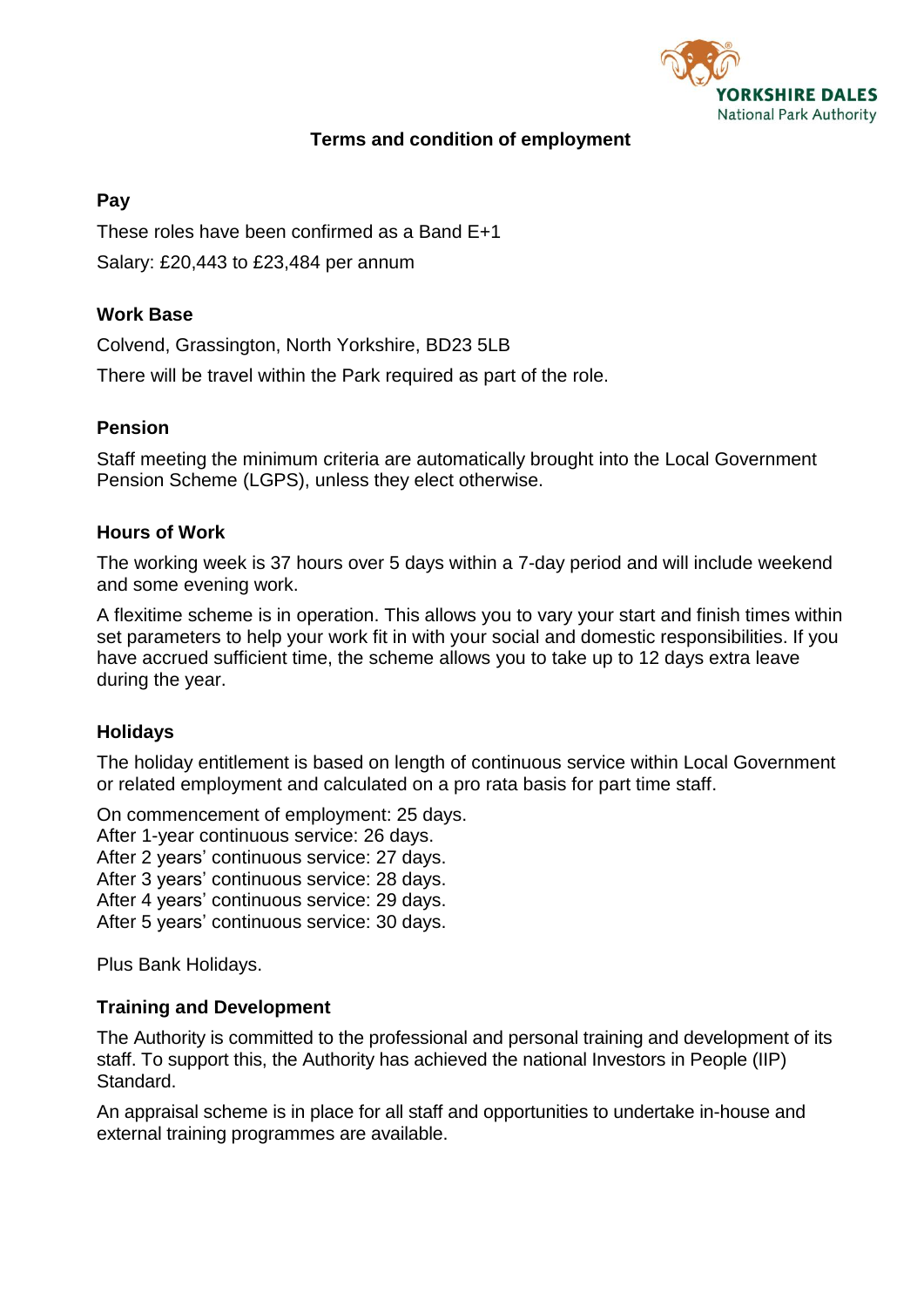## Terms and condition of employment

### Pay

These roles have been confirmed as a Band E+1

Salary: £20,443 to £23,484 per annum

### Work Base

Colvend, Grassington, North Yorkshire, BD23 5LB

There will be travel within the Park required as part of the role.

### Pension

Staff meeting the minimum criteria are automatically brought into the Local Government Pension Scheme (LGPS), unless they elect otherwise.

### Hours of Work

The working week is 37 hours over 5 days within a 7-day period and will include weekend and some evening work.

A flexitime scheme is in operation. This allows you to vary your start and finish times within set parameters to help your work fit in with your social and domestic responsibilities. If you have accrued sufficient time, the scheme allows you to take up to 12 days extra leave during the year.

### Holidays

The holiday entitlement is based on length of continuous service within Local Government or related employment and calculated on a pro rata basis for part time staff.

On commencement of employment: 25 days.
After 1-year continuous service: 26 days.
After 2 years' continuous service: 27 days.
After 3 years' continuous service: 28 days.
After 4 years' continuous service: 29 days.
After 5 years' continuous service: 30 days.

Plus Bank Holidays.

### Training and Development

The Authority is committed to the professional and personal training and development of its staff. To support this, the Authority has achieved the national Investors in People (IIP) Standard.

An appraisal scheme is in place for all staff and opportunities to undertake in-house and external training programmes are available.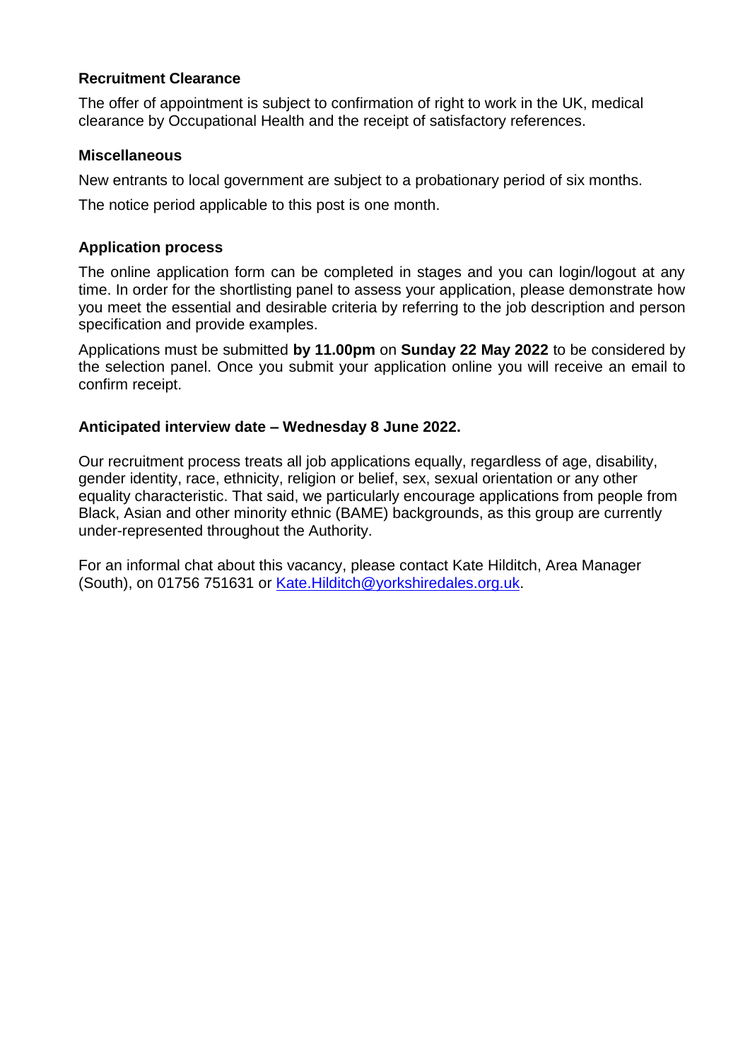### Recruitment Clearance

The offer of appointment is subject to confirmation of right to work in the UK, medical clearance by Occupational Health and the receipt of satisfactory references.

### Miscellaneous

New entrants to local government are subject to a probationary period of six months.

The notice period applicable to this post is one month.

### Application process

The online application form can be completed in stages and you can login/logout at any time. In order for the shortlisting panel to assess your application, please demonstrate how you meet the essential and desirable criteria by referring to the job description and person specification and provide examples.

Applications must be submitted **by 11.00pm** on **Sunday 22 May 2022** to be considered by the selection panel. Once you submit your application online you will receive an email to confirm receipt.

**Anticipated interview date – Wednesday 8 June 2022.**

Our recruitment process treats all job applications equally, regardless of age, disability, gender identity, race, ethnicity, religion or belief, sex, sexual orientation or any other equality characteristic. That said, we particularly encourage applications from people from Black, Asian and other minority ethnic (BAME) backgrounds, as this group are currently under-represented throughout the Authority.

For an informal chat about this vacancy, please contact Kate Hilditch, Area Manager (South), on 01756 751631 or [Kate.Hilditch@yorkshiredales.org.uk](mailto:Kate.Hilditch@yorkshiredales.org.uk).